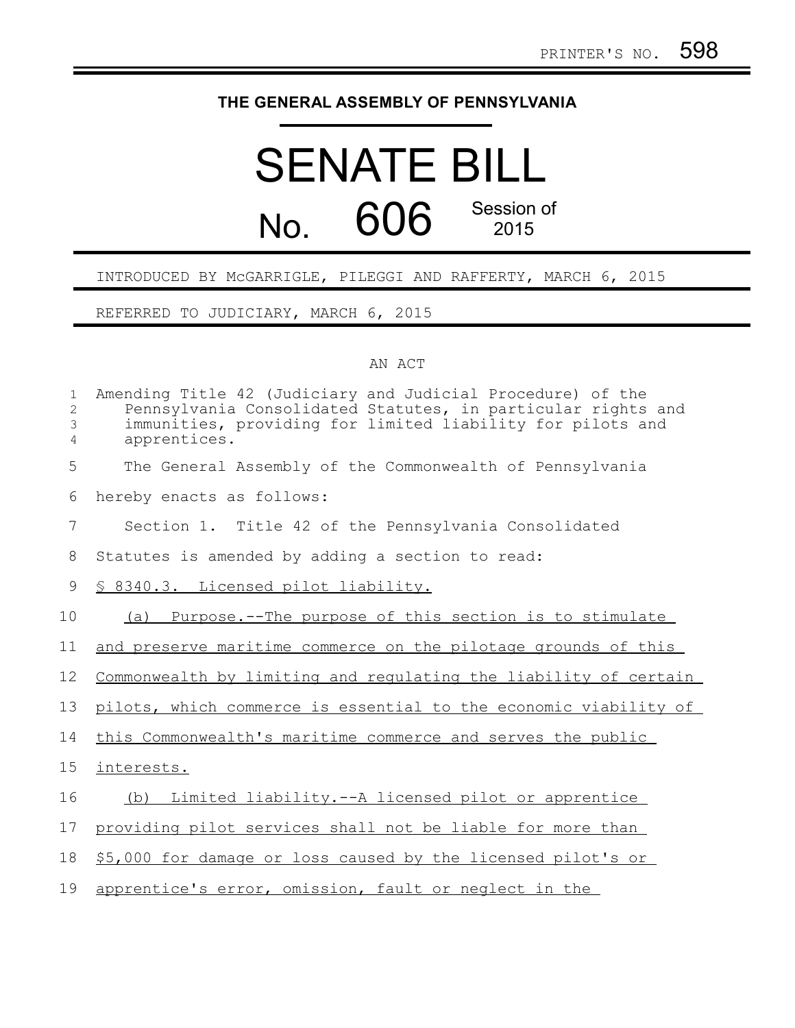PRINTER'S NO. 598

# THE GENERAL ASSEMBLY OF PENNSYLVANIA

# SENATE BILL No. 606 Session of 2015

INTRODUCED BY McGARRIGLE, PILEGGI AND RAFFERTY, MARCH 6, 2015

REFERRED TO JUDICIARY, MARCH 6, 2015

AN ACT

Amending Title 42 (Judiciary and Judicial Procedure) of the Pennsylvania Consolidated Statutes, in particular rights and immunities, providing for limited liability for pilots and apprentices.

The General Assembly of the Commonwealth of Pennsylvania hereby enacts as follows:

Section 1. Title 42 of the Pennsylvania Consolidated Statutes is amended by adding a section to read:

§ 8340.3. Licensed pilot liability.

(a) Purpose.--The purpose of this section is to stimulate and preserve maritime commerce on the pilotage grounds of this Commonwealth by limiting and regulating the liability of certain pilots, which commerce is essential to the economic viability of this Commonwealth's maritime commerce and serves the public interests.

(b) Limited liability.--A licensed pilot or apprentice providing pilot services shall not be liable for more than $5,000 for damage or loss caused by the licensed pilot's or apprentice's error, omission, fault or neglect in the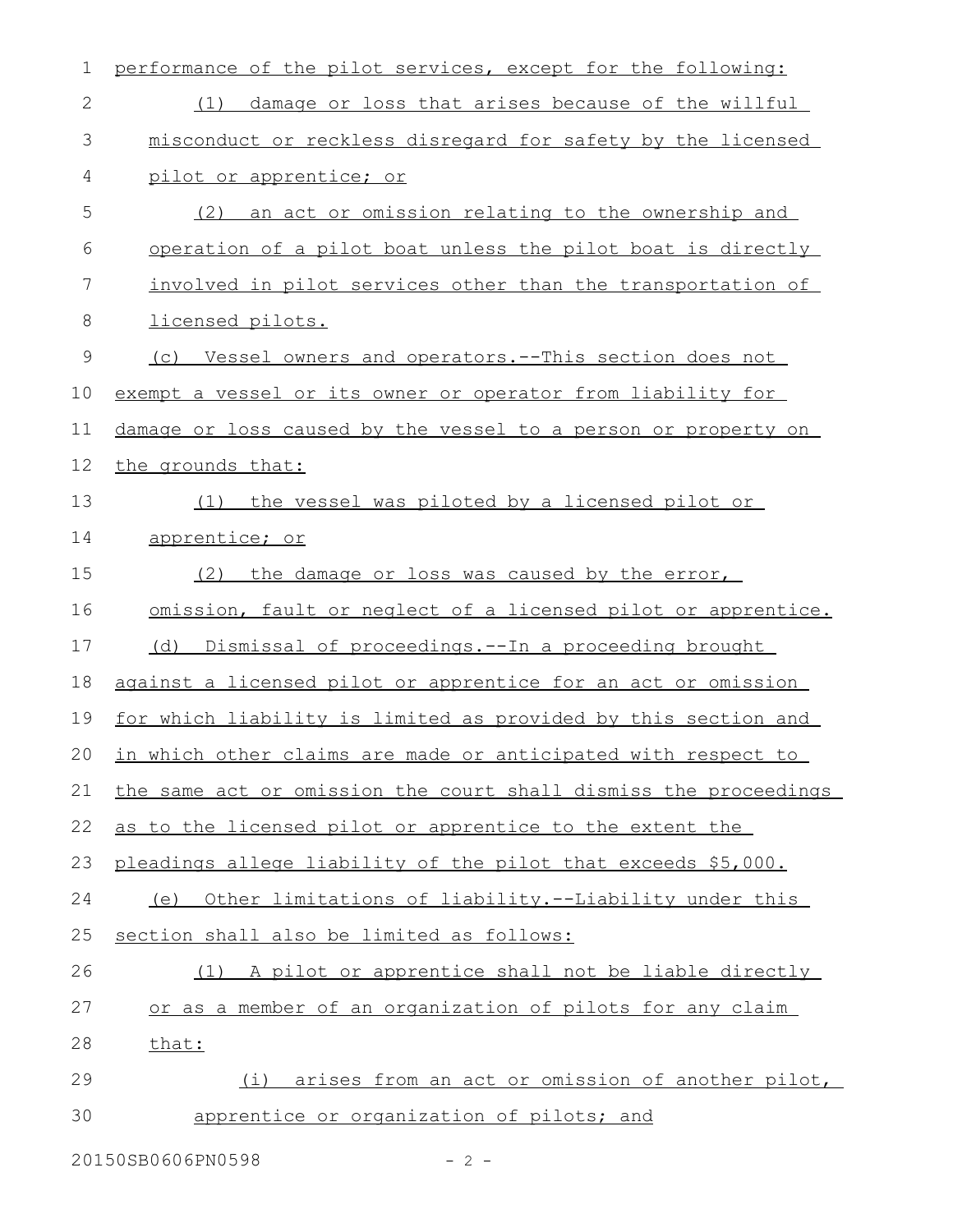performance of the pilot services, except for the following:

(1) damage or loss that arises because of the willful misconduct or reckless disregard for safety by the licensed pilot or apprentice; or

(2) an act or omission relating to the ownership and operation of a pilot boat unless the pilot boat is directly involved in pilot services other than the transportation of licensed pilots.

(c) Vessel owners and operators.--This section does not exempt a vessel or its owner or operator from liability for damage or loss caused by the vessel to a person or property on the grounds that:

(1) the vessel was piloted by a licensed pilot or apprentice; or

(2) the damage or loss was caused by the error, omission, fault or neglect of a licensed pilot or apprentice.

(d) Dismissal of proceedings.--In a proceeding brought against a licensed pilot or apprentice for an act or omission for which liability is limited as provided by this section and in which other claims are made or anticipated with respect to the same act or omission the court shall dismiss the proceedings as to the licensed pilot or apprentice to the extent the pleadings allege liability of the pilot that exceeds $5,000.

(e) Other limitations of liability.--Liability under this section shall also be limited as follows:

(1) A pilot or apprentice shall not be liable directly or as a member of an organization of pilots for any claim that:

(i) arises from an act or omission of another pilot, apprentice or organization of pilots; and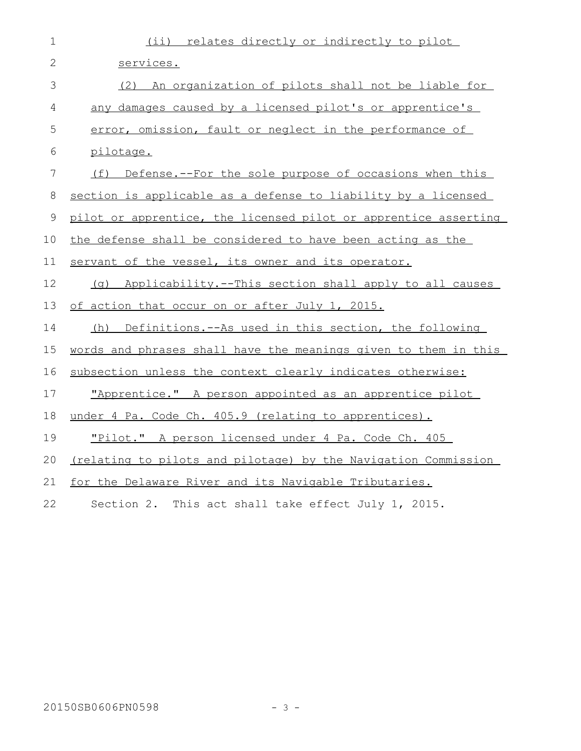(ii) relates directly or indirectly to pilot services.

(2) An organization of pilots shall not be liable for any damages caused by a licensed pilot's or apprentice's error, omission, fault or neglect in the performance of pilotage.

(f) Defense.--For the sole purpose of occasions when this section is applicable as a defense to liability by a licensed pilot or apprentice, the licensed pilot or apprentice asserting the defense shall be considered to have been acting as the servant of the vessel, its owner and its operator.

(g) Applicability.--This section shall apply to all causes of action that occur on or after July 1, 2015.

(h) Definitions.--As used in this section, the following words and phrases shall have the meanings given to them in this subsection unless the context clearly indicates otherwise:

"Apprentice." A person appointed as an apprentice pilot under 4 Pa. Code Ch. 405.9 (relating to apprentices).

"Pilot." A person licensed under 4 Pa. Code Ch. 405 (relating to pilots and pilotage) by the Navigation Commission for the Delaware River and its Navigable Tributaries.

Section 2. This act shall take effect July 1, 2015.